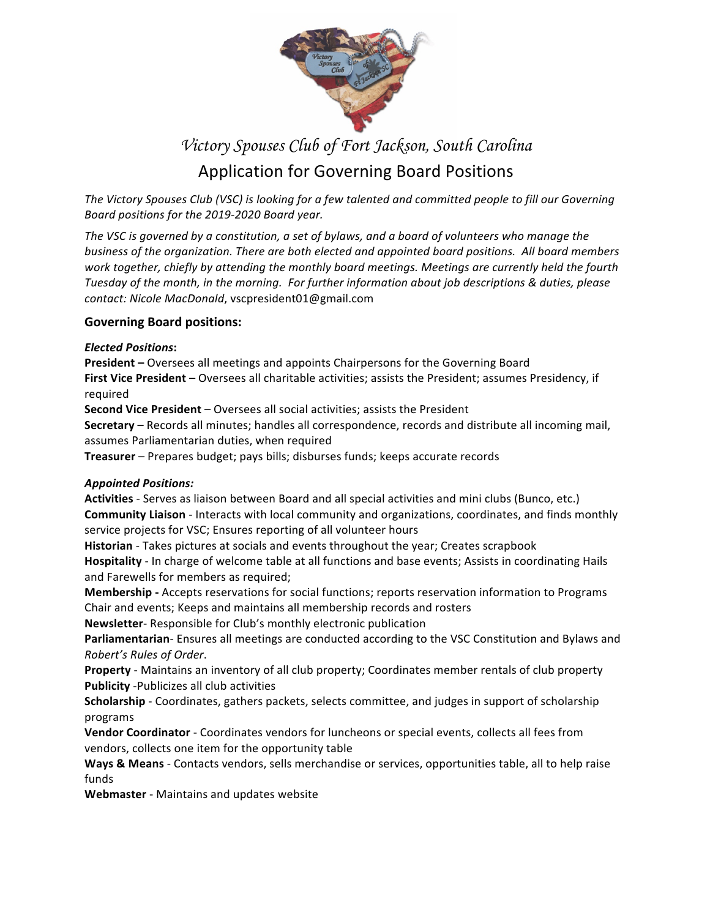# *Victory Spouses Club of Fort Jackson, South Carolina*

## Application for Governing Board Positions

*The Victory Spouses Club (VSC) is looking for a few talented and committed people to fill our Governing Board positions for the 2019-2020 Board year.*

*The VSC is governed by a constitution, a set of bylaws, and a board of volunteers who manage the business of the organization. There are both elected and appointed board positions. All board members work together, chiefly by attending the monthly board meetings. Meetings are currently held the fourth Tuesday of the month, in the morning. For further information about job descriptions & duties, please contact: Nicole MacDonald*, vscpresident01@gmail.com

### Governing Board positions:

***Elected Positions*:**

**President –** Oversees all meetings and appoints Chairpersons for the Governing Board
**First Vice President** – Oversees all charitable activities; assists the President; assumes Presidency, if required
**Second Vice President** – Oversees all social activities; assists the President
**Secretary** – Records all minutes; handles all correspondence, records and distribute all incoming mail, assumes Parliamentarian duties, when required
**Treasurer** – Prepares budget; pays bills; disburses funds; keeps accurate records

***Appointed Positions:***

**Activities** - Serves as liaison between Board and all special activities and mini clubs (Bunco, etc.)
**Community Liaison** - Interacts with local community and organizations, coordinates, and finds monthly service projects for VSC; Ensures reporting of all volunteer hours
**Historian** - Takes pictures at socials and events throughout the year; Creates scrapbook
**Hospitality** - In charge of welcome table at all functions and base events; Assists in coordinating Hails and Farewells for members as required;
**Membership -** Accepts reservations for social functions; reports reservation information to Programs Chair and events; Keeps and maintains all membership records and rosters
**Newsletter**- Responsible for Club's monthly electronic publication
**Parliamentarian**- Ensures all meetings are conducted according to the VSC Constitution and Bylaws and *Robert's Rules of Order*.
**Property** - Maintains an inventory of all club property; Coordinates member rentals of club property
**Publicity** -Publicizes all club activities
**Scholarship** - Coordinates, gathers packets, selects committee, and judges in support of scholarship programs
**Vendor Coordinator** - Coordinates vendors for luncheons or special events, collects all fees from vendors, collects one item for the opportunity table
**Ways & Means** - Contacts vendors, sells merchandise or services, opportunities table, all to help raise funds
**Webmaster** - Maintains and updates website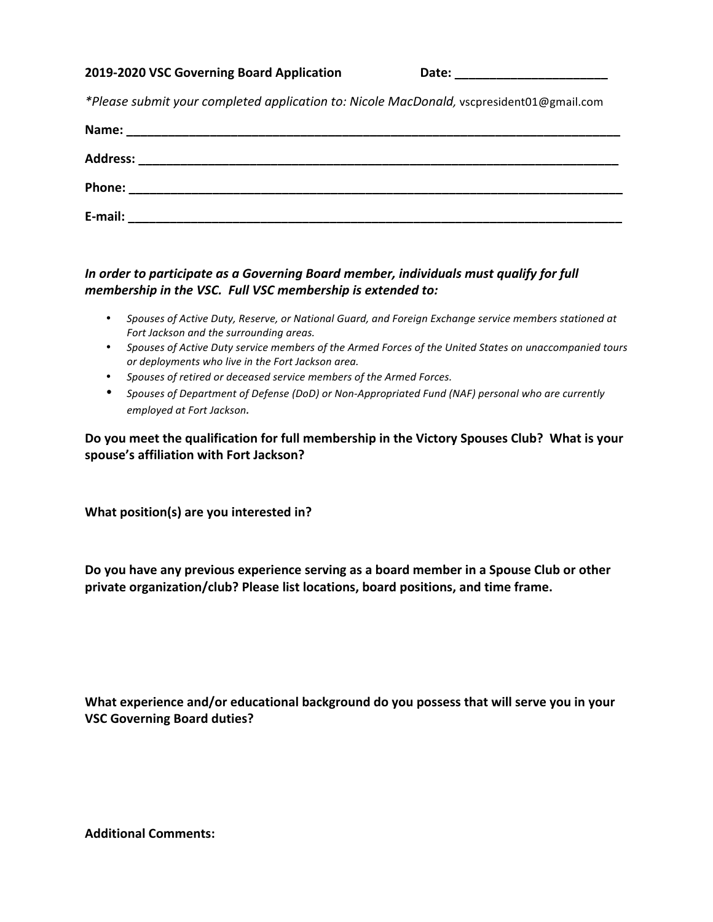**2019-2020 VSC Governing Board Application** **Date: ______________________**

*\*Please submit your completed application to: Nicole MacDonald,* vscpresident01@gmail.com

**Name:** ___________________________________________________________________________

**Address:** _________________________________________________________________________

**Phone:** __________________________________________________________________________

**E-mail:** __________________________________________________________________________

***In order to participate as a Governing Board member, individuals must qualify for full membership in the VSC. Full VSC membership is extended to:***

- *Spouses of Active Duty, Reserve, or National Guard, and Foreign Exchange service members stationed at Fort Jackson and the surrounding areas.*
- *Spouses of Active Duty service members of the Armed Forces of the United States on unaccompanied tours or deployments who live in the Fort Jackson area.*
- *Spouses of retired or deceased service members of the Armed Forces.*
- *Spouses of Department of Defense (DoD) or Non-Appropriated Fund (NAF) personal who are currently employed at Fort Jackson.*

**Do you meet the qualification for full membership in the Victory Spouses Club? What is your spouse's affiliation with Fort Jackson?**

**What position(s) are you interested in?**

**Do you have any previous experience serving as a board member in a Spouse Club or other private organization/club? Please list locations, board positions, and time frame.**

**What experience and/or educational background do you possess that will serve you in your VSC Governing Board duties?**

**Additional Comments:**